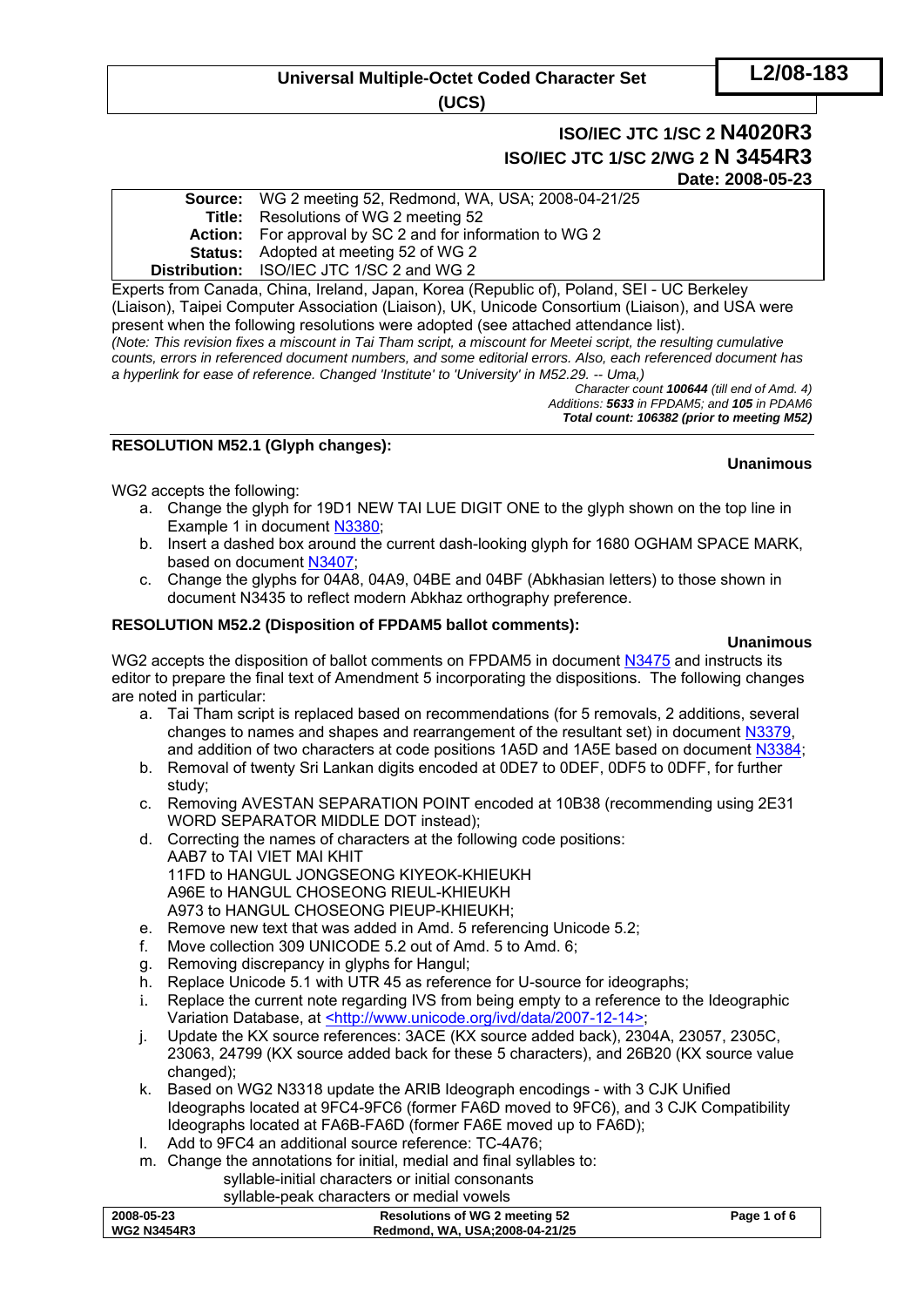**Universal Multiple-Octet Coded Character Set (UCS)**

**L2/08-183**

## ISO/IEC JTC 1/SC 2 N4020R3
## ISO/IEC JTC 1/SC 2/WG 2 N 3454R3

**Date: 2008-05-23**

| | |
|---|---|
| **Source:** | WG 2 meeting 52, Redmond, WA, USA; 2008-04-21/25 |
| **Title:** | Resolutions of WG 2 meeting 52 |
| **Action:** | For approval by SC 2 and for information to WG 2 |
| **Status:** | Adopted at meeting 52 of WG 2 |
| **Distribution:** | ISO/IEC JTC 1/SC 2 and WG 2 |

Experts from Canada, China, Ireland, Japan, Korea (Republic of), Poland, SEI - UC Berkeley (Liaison), Taipei Computer Association (Liaison), UK, Unicode Consortium (Liaison), and USA were present when the following resolutions were adopted (see attached attendance list).

*(Note: This revision fixes a miscount in Tai Tham script, a miscount for Meetei script, the resulting cumulative counts, errors in referenced document numbers, and some editorial errors. Also, each referenced document has a hyperlink for ease of reference. Changed 'Institute' to 'University' in M52.29. -- Uma,)*

*Character count **100644** (till end of Amd. 4)*
*Additions: **5633** in FPDAM5; and **105** in PDAM6*
***Total count: 106382 (prior to meeting M52)***

### RESOLUTION M52.1 (Glyph changes):

**Unanimous**

WG2 accepts the following:

a. Change the glyph for 19D1 NEW TAI LUE DIGIT ONE to the glyph shown on the top line in Example 1 in document N3380;
b. Insert a dashed box around the current dash-looking glyph for 1680 OGHAM SPACE MARK, based on document N3407;
c. Change the glyphs for 04A8, 04A9, 04BE and 04BF (Abkhasian letters) to those shown in document N3435 to reflect modern Abkhaz orthography preference.

### RESOLUTION M52.2 (Disposition of FPDAM5 ballot comments):

**Unanimous**

WG2 accepts the disposition of ballot comments on FPDAM5 in document N3475 and instructs its editor to prepare the final text of Amendment 5 incorporating the dispositions. The following changes are noted in particular:

a. Tai Tham script is replaced based on recommendations (for 5 removals, 2 additions, several changes to names and shapes and rearrangement of the resultant set) in document N3379, and addition of two characters at code positions 1A5D and 1A5E based on document N3384;
b. Removal of twenty Sri Lankan digits encoded at 0DE7 to 0DEF, 0DF5 to 0DFF, for further study;
c. Removing AVESTAN SEPARATION POINT encoded at 10B38 (recommending using 2E31 WORD SEPARATOR MIDDLE DOT instead);
d. Correcting the names of characters at the following code positions:
   AAB7 to TAI VIET MAI KHIT
   11FD to HANGUL JONGSEONG KIYEOK-KHIEUKH
   A96E to HANGUL CHOSEONG RIEUL-KHIEUKH
   A973 to HANGUL CHOSEONG PIEUP-KHIEUKH;
e. Remove new text that was added in Amd. 5 referencing Unicode 5.2;
f. Move collection 309 UNICODE 5.2 out of Amd. 5 to Amd. 6;
g. Removing discrepancy in glyphs for Hangul;
h. Replace Unicode 5.1 with UTR 45 as reference for U-source for ideographs;
i. Replace the current note regarding IVS from being empty to a reference to the Ideographic Variation Database, at <http://www.unicode.org/ivd/data/2007-12-14>;
j. Update the KX source references: 3ACE (KX source added back), 2304A, 23057, 2305C, 23063, 24799 (KX source added back for these 5 characters), and 26B20 (KX source value changed);
k. Based on WG2 N3318 update the ARIB Ideograph encodings - with 3 CJK Unified Ideographs located at 9FC4-9FC6 (former FA6D moved to 9FC6), and 3 CJK Compatibility Ideographs located at FA6B-FA6D (former FA6E moved up to FA6D);
l. Add to 9FC4 an additional source reference: TC-4A76;
m. Change the annotations for initial, medial and final syllables to:
   syllable-initial characters or initial consonants
   syllable-peak characters or medial vowels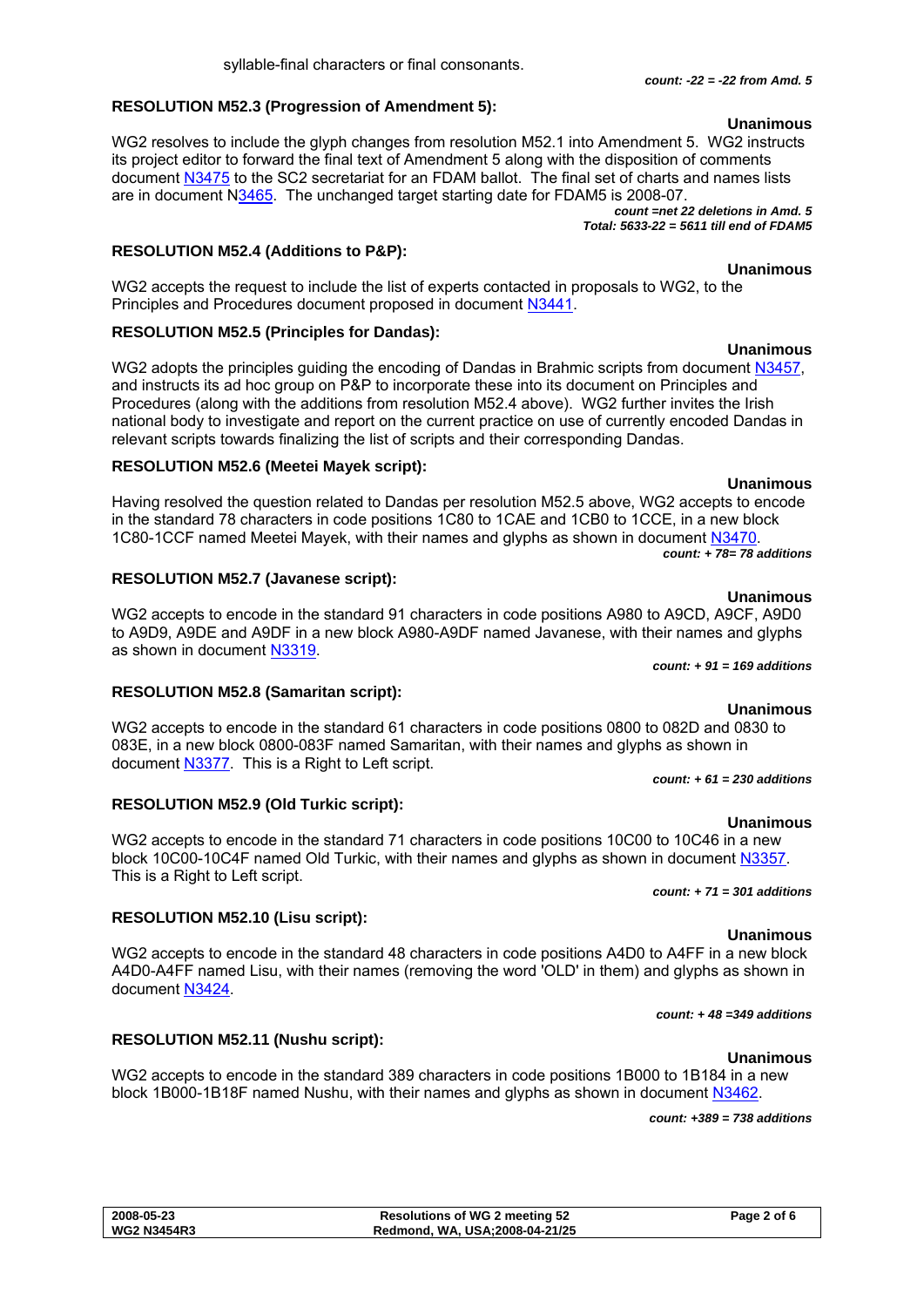syllable-final characters or final consonants.

***count: -22 = -22 from Amd. 5***

**RESOLUTION M52.3 (Progression of Amendment 5):**

**Unanimous**

WG2 resolves to include the glyph changes from resolution M52.1 into Amendment 5. WG2 instructs its project editor to forward the final text of Amendment 5 along with the disposition of comments document N3475 to the SC2 secretariat for an FDAM ballot. The final set of charts and names lists are in document N3465. The unchanged target starting date for FDAM5 is 2008-07.

***count =net 22 deletions in Amd. 5***
***Total: 5633-22 = 5611 till end of FDAM5***

**RESOLUTION M52.4 (Additions to P&P):**

**Unanimous**

WG2 accepts the request to include the list of experts contacted in proposals to WG2, to the Principles and Procedures document proposed in document N3441.

**RESOLUTION M52.5 (Principles for Dandas):**

**Unanimous**

WG2 adopts the principles guiding the encoding of Dandas in Brahmic scripts from document N3457, and instructs its ad hoc group on P&P to incorporate these into its document on Principles and Procedures (along with the additions from resolution M52.4 above). WG2 further invites the Irish national body to investigate and report on the current practice on use of currently encoded Dandas in relevant scripts towards finalizing the list of scripts and their corresponding Dandas.

**RESOLUTION M52.6 (Meetei Mayek script):**

**Unanimous**

Having resolved the question related to Dandas per resolution M52.5 above, WG2 accepts to encode in the standard 78 characters in code positions 1C80 to 1CAE and 1CB0 to 1CCE, in a new block 1C80-1CCF named Meetei Mayek, with their names and glyphs as shown in document N3470.

***count: + 78= 78 additions***

**RESOLUTION M52.7 (Javanese script):**

**Unanimous**

WG2 accepts to encode in the standard 91 characters in code positions A980 to A9CD, A9CF, A9D0 to A9D9, A9DE and A9DF in a new block A980-A9DF named Javanese, with their names and glyphs as shown in document N3319.

***count: + 91 = 169 additions***

**RESOLUTION M52.8 (Samaritan script):**

**Unanimous**

WG2 accepts to encode in the standard 61 characters in code positions 0800 to 082D and 0830 to 083E, in a new block 0800-083F named Samaritan, with their names and glyphs as shown in document N3377. This is a Right to Left script.

***count: + 61 = 230 additions***

**RESOLUTION M52.9 (Old Turkic script):**

**Unanimous**

WG2 accepts to encode in the standard 71 characters in code positions 10C00 to 10C46 in a new block 10C00-10C4F named Old Turkic, with their names and glyphs as shown in document N3357. This is a Right to Left script.

***count: + 71 = 301 additions***

**RESOLUTION M52.10 (Lisu script):**

**Unanimous**

WG2 accepts to encode in the standard 48 characters in code positions A4D0 to A4FF in a new block A4D0-A4FF named Lisu, with their names (removing the word 'OLD' in them) and glyphs as shown in document N3424.

***count: + 48 =349 additions***

**RESOLUTION M52.11 (Nushu script):**

**Unanimous**

WG2 accepts to encode in the standard 389 characters in code positions 1B000 to 1B184 in a new block 1B000-1B18F named Nushu, with their names and glyphs as shown in document N3462.

***count: +389 = 738 additions***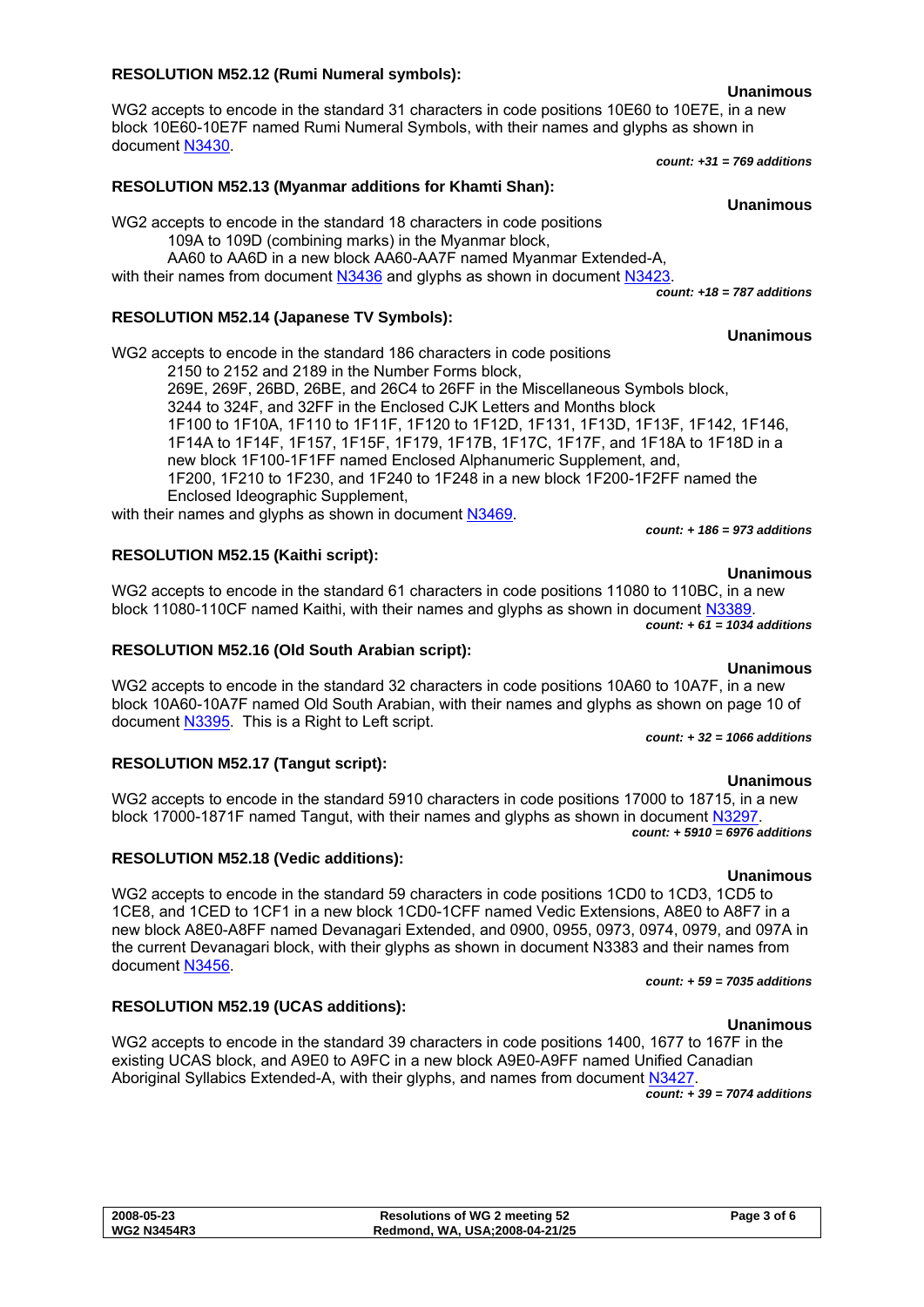**RESOLUTION M52.12 (Rumi Numeral symbols):**

**Unanimous**

WG2 accepts to encode in the standard 31 characters in code positions 10E60 to 10E7E, in a new block 10E60-10E7F named Rumi Numeral Symbols, with their names and glyphs as shown in document N3430.

***count: +31 = 769 additions***

**RESOLUTION M52.13 (Myanmar additions for Khamti Shan):**

**Unanimous**

WG2 accepts to encode in the standard 18 characters in code positions
  109A to 109D (combining marks) in the Myanmar block,
  AA60 to AA6D in a new block AA60-AA7F named Myanmar Extended-A,
with their names from document N3436 and glyphs as shown in document N3423.

***count: +18 = 787 additions***

**RESOLUTION M52.14 (Japanese TV Symbols):**

**Unanimous**

WG2 accepts to encode in the standard 186 characters in code positions
  2150 to 2152 and 2189 in the Number Forms block,
  269E, 269F, 26BD, 26BE, and 26C4 to 26FF in the Miscellaneous Symbols block,
  3244 to 324F, and 32FF in the Enclosed CJK Letters and Months block
  1F100 to 1F10A, 1F110 to 1F11F, 1F120 to 1F12D, 1F131, 1F13D, 1F13F, 1F142, 1F146, 1F14A to 1F14F, 1F157, 1F15F, 1F179, 1F17B, 1F17C, 1F17F, and 1F18A to 1F18D in a new block 1F100-1F1FF named Enclosed Alphanumeric Supplement, and,
  1F200, 1F210 to 1F230, and 1F240 to 1F248 in a new block 1F200-1F2FF named the Enclosed Ideographic Supplement,
with their names and glyphs as shown in document N3469.

***count: + 186 = 973 additions***

**RESOLUTION M52.15 (Kaithi script):**

**Unanimous**

WG2 accepts to encode in the standard 61 characters in code positions 11080 to 110BC, in a new block 11080-110CF named Kaithi, with their names and glyphs as shown in document N3389.

***count: + 61 = 1034 additions***

**RESOLUTION M52.16 (Old South Arabian script):**

**Unanimous**

WG2 accepts to encode in the standard 32 characters in code positions 10A60 to 10A7F, in a new block 10A60-10A7F named Old South Arabian, with their names and glyphs as shown on page 10 of document N3395. This is a Right to Left script.

***count: + 32 = 1066 additions***

**RESOLUTION M52.17 (Tangut script):**

**Unanimous**

WG2 accepts to encode in the standard 5910 characters in code positions 17000 to 18715, in a new block 17000-1871F named Tangut, with their names and glyphs as shown in document N3297.

***count: + 5910 = 6976 additions***

**RESOLUTION M52.18 (Vedic additions):**

**Unanimous**

WG2 accepts to encode in the standard 59 characters in code positions 1CD0 to 1CD3, 1CD5 to 1CE8, and 1CED to 1CF1 in a new block 1CD0-1CFF named Vedic Extensions, A8E0 to A8F7 in a new block A8E0-A8FF named Devanagari Extended, and 0900, 0955, 0973, 0974, 0979, and 097A in the current Devanagari block, with their glyphs as shown in document N3383 and their names from document N3456.

***count: + 59 = 7035 additions***

**RESOLUTION M52.19 (UCAS additions):**

**Unanimous**

WG2 accepts to encode in the standard 39 characters in code positions 1400, 1677 to 167F in the existing UCAS block, and A9E0 to A9FC in a new block A9E0-A9FF named Unified Canadian Aboriginal Syllabics Extended-A, with their glyphs, and names from document N3427.

***count: + 39 = 7074 additions***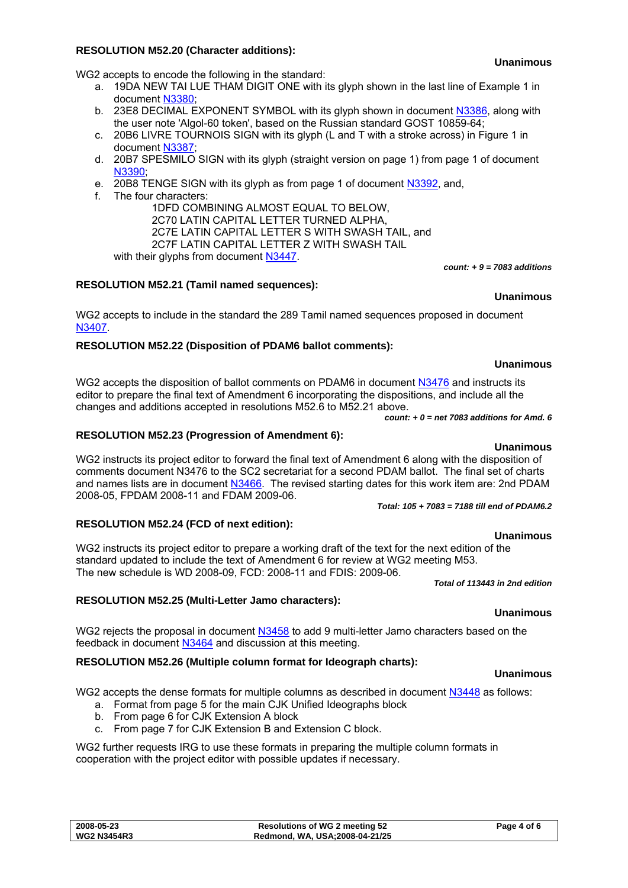### RESOLUTION M52.20 (Character additions):

**Unanimous**

WG2 accepts to encode the following in the standard:

a. 19DA NEW TAI LUE THAM DIGIT ONE with its glyph shown in the last line of Example 1 in document N3380;
b. 23E8 DECIMAL EXPONENT SYMBOL with its glyph shown in document N3386, along with the user note 'Algol-60 token', based on the Russian standard GOST 10859-64;
c. 20B6 LIVRE TOURNOIS SIGN with its glyph (L and T with a stroke across) in Figure 1 in document N3387;
d. 20B7 SPESMILO SIGN with its glyph (straight version on page 1) from page 1 of document N3390;
e. 20B8 TENGE SIGN with its glyph as from page 1 of document N3392, and,
f. The four characters:
   1DFD COMBINING ALMOST EQUAL TO BELOW,
   2C70 LATIN CAPITAL LETTER TURNED ALPHA,
   2C7E LATIN CAPITAL LETTER S WITH SWASH TAIL, and
   2C7F LATIN CAPITAL LETTER Z WITH SWASH TAIL
   with their glyphs from document N3447.

***count: + 9 = 7083 additions***

### RESOLUTION M52.21 (Tamil named sequences):

**Unanimous**

WG2 accepts to include in the standard the 289 Tamil named sequences proposed in document N3407.

### RESOLUTION M52.22 (Disposition of PDAM6 ballot comments):

**Unanimous**

WG2 accepts the disposition of ballot comments on PDAM6 in document N3476 and instructs its editor to prepare the final text of Amendment 6 incorporating the dispositions, and include all the changes and additions accepted in resolutions M52.6 to M52.21 above.

***count: + 0 = net 7083 additions for Amd. 6***

### RESOLUTION M52.23 (Progression of Amendment 6):

**Unanimous**

WG2 instructs its project editor to forward the final text of Amendment 6 along with the disposition of comments document N3476 to the SC2 secretariat for a second PDAM ballot. The final set of charts and names lists are in document N3466. The revised starting dates for this work item are: 2nd PDAM 2008-05, FPDAM 2008-11 and FDAM 2009-06.

***Total: 105 + 7083 = 7188 till end of PDAM6.2***

### RESOLUTION M52.24 (FCD of next edition):

**Unanimous**

WG2 instructs its project editor to prepare a working draft of the text for the next edition of the standard updated to include the text of Amendment 6 for review at WG2 meeting M53.
The new schedule is WD 2008-09, FCD: 2008-11 and FDIS: 2009-06.

***Total of 113443 in 2nd edition***

### RESOLUTION M52.25 (Multi-Letter Jamo characters):

**Unanimous**

WG2 rejects the proposal in document N3458 to add 9 multi-letter Jamo characters based on the feedback in document N3464 and discussion at this meeting.

### RESOLUTION M52.26 (Multiple column format for Ideograph charts):

**Unanimous**

WG2 accepts the dense formats for multiple columns as described in document N3448 as follows:

a. Format from page 5 for the main CJK Unified Ideographs block
b. From page 6 for CJK Extension A block
c. From page 7 for CJK Extension B and Extension C block.

WG2 further requests IRG to use these formats in preparing the multiple column formats in cooperation with the project editor with possible updates if necessary.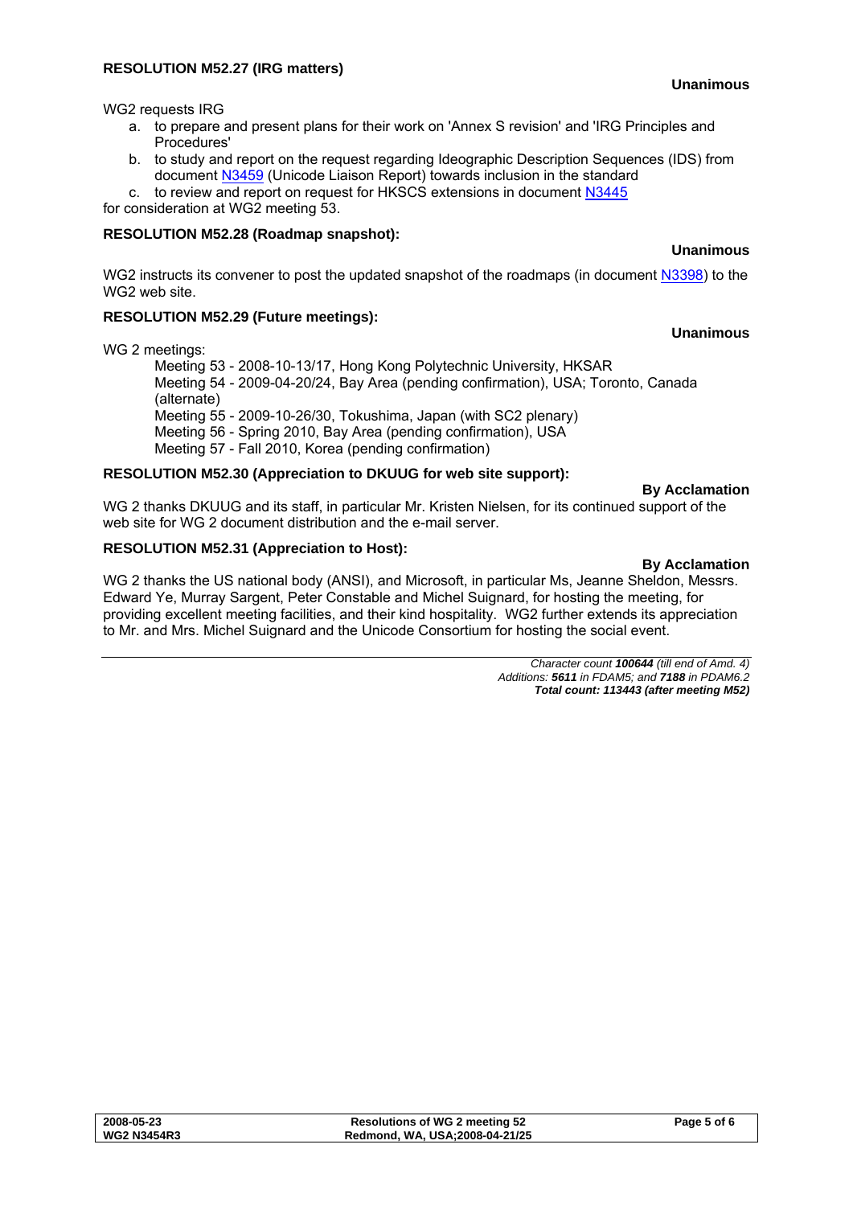**RESOLUTION M52.27 (IRG matters)**

**Unanimous**

WG2 requests IRG

a. to prepare and present plans for their work on 'Annex S revision' and 'IRG Principles and Procedures'
b. to study and report on the request regarding Ideographic Description Sequences (IDS) from document N3459 (Unicode Liaison Report) towards inclusion in the standard
c. to review and report on request for HKSCS extensions in document N3445

for consideration at WG2 meeting 53.

**RESOLUTION M52.28 (Roadmap snapshot):**

**Unanimous**

WG2 instructs its convener to post the updated snapshot of the roadmaps (in document N3398) to the WG2 web site.

**RESOLUTION M52.29 (Future meetings):**

**Unanimous**

WG 2 meetings:

Meeting 53 - 2008-10-13/17, Hong Kong Polytechnic University, HKSAR
Meeting 54 - 2009-04-20/24, Bay Area (pending confirmation), USA; Toronto, Canada (alternate)
Meeting 55 - 2009-10-26/30, Tokushima, Japan (with SC2 plenary)
Meeting 56 - Spring 2010, Bay Area (pending confirmation), USA
Meeting 57 - Fall 2010, Korea (pending confirmation)

**RESOLUTION M52.30 (Appreciation to DKUUG for web site support):**

**By Acclamation**

WG 2 thanks DKUUG and its staff, in particular Mr. Kristen Nielsen, for its continued support of the web site for WG 2 document distribution and the e-mail server.

**RESOLUTION M52.31 (Appreciation to Host):**

**By Acclamation**

WG 2 thanks the US national body (ANSI), and Microsoft, in particular Ms, Jeanne Sheldon, Messrs. Edward Ye, Murray Sargent, Peter Constable and Michel Suignard, for hosting the meeting, for providing excellent meeting facilities, and their kind hospitality. WG2 further extends its appreciation to Mr. and Mrs. Michel Suignard and the Unicode Consortium for hosting the social event.

---

*Character count **100644** (till end of Amd. 4)*
*Additions: **5611** in FDAM5; and **7188** in PDAM6.2*
***Total count: 113443 (after meeting M52)***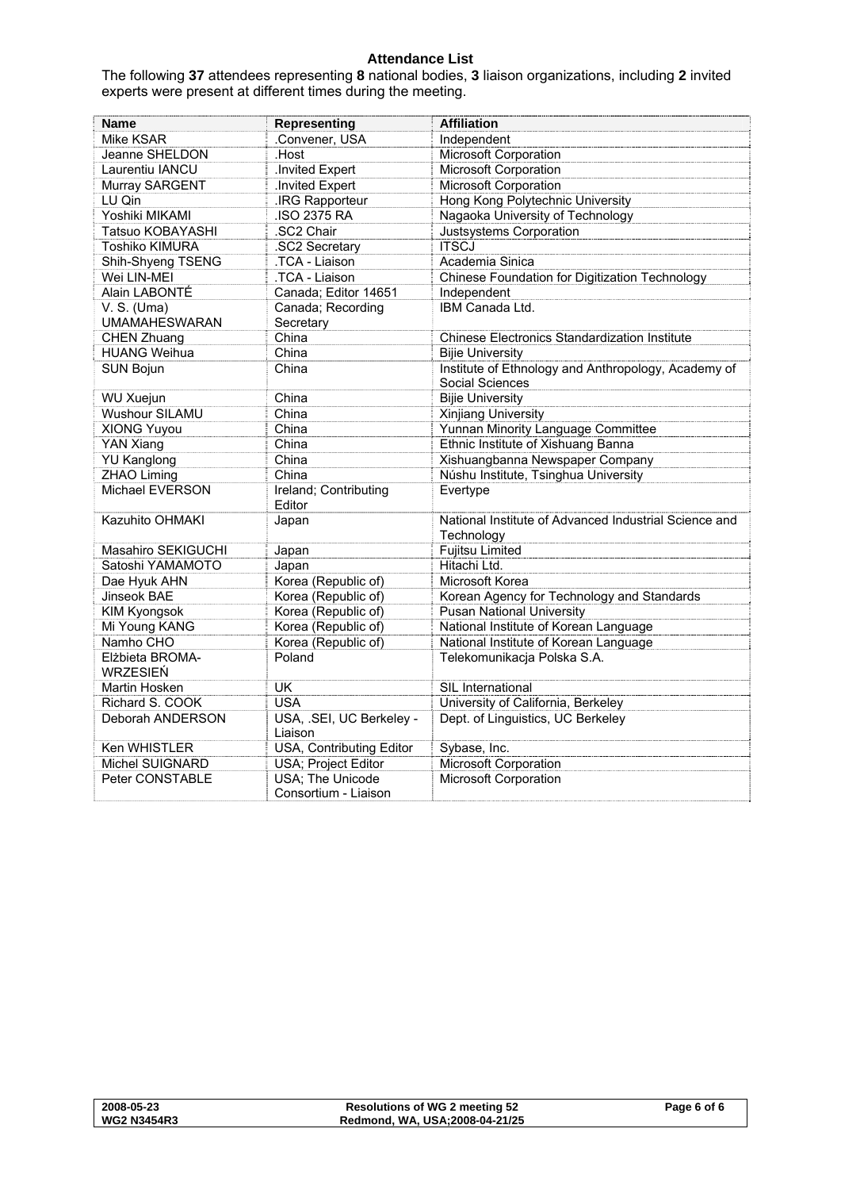**Attendance List**

The following **37** attendees representing **8** national bodies, **3** liaison organizations, including **2** invited experts were present at different times during the meeting.

| Name | Representing | Affiliation |
|---|---|---|
| Mike KSAR | .Convener, USA | Independent |
| Jeanne SHELDON | .Host | Microsoft Corporation |
| Laurentiu IANCU | .Invited Expert | Microsoft Corporation |
| Murray SARGENT | .Invited Expert | Microsoft Corporation |
| LU Qin | .IRG Rapporteur | Hong Kong Polytechnic University |
| Yoshiki MIKAMI | .ISO 2375 RA | Nagaoka University of Technology |
| Tatsuo KOBAYASHI | .SC2 Chair | Justsystems Corporation |
| Toshiko KIMURA | .SC2 Secretary | ITSCJ |
| Shih-Shyeng TSENG | .TCA - Liaison | Academia Sinica |
| Wei LIN-MEI | .TCA - Liaison | Chinese Foundation for Digitization Technology |
| Alain LABONTÉ | Canada; Editor 14651 | Independent |
| V. S. (Uma) UMAMAHESWARAN | Canada; Recording Secretary | IBM Canada Ltd. |
| CHEN Zhuang | China | Chinese Electronics Standardization Institute |
| HUANG Weihua | China | Bijie University |
| SUN Bojun | China | Institute of Ethnology and Anthropology, Academy of Social Sciences |
| WU Xuejun | China | Bijie University |
| Wushour SILAMU | China | Xinjiang University |
| XIONG Yuyou | China | Yunnan Minority Language Committee |
| YAN Xiang | China | Ethnic Institute of Xishuang Banna |
| YU Kanglong | China | Xishuangbanna Newspaper Company |
| ZHAO Liming | China | Núshu Institute, Tsinghua University |
| Michael EVERSON | Ireland; Contributing Editor | Evertype |
| Kazuhito OHMAKI | Japan | National Institute of Advanced Industrial Science and Technology |
| Masahiro SEKIGUCHI | Japan | Fujitsu Limited |
| Satoshi YAMAMOTO | Japan | Hitachi Ltd. |
| Dae Hyuk AHN | Korea (Republic of) | Microsoft Korea |
| Jinseok BAE | Korea (Republic of) | Korean Agency for Technology and Standards |
| KIM Kyongsok | Korea (Republic of) | Pusan National University |
| Mi Young KANG | Korea (Republic of) | National Institute of Korean Language |
| Namho CHO | Korea (Republic of) | National Institute of Korean Language |
| Elżbieta BROMA-WRZESIEŃ | Poland | Telekomunikacja Polska S.A. |
| Martin Hosken | UK | SIL International |
| Richard S. COOK | USA | University of California, Berkeley |
| Deborah ANDERSON | USA, .SEI, UC Berkeley - Liaison | Dept. of Linguistics, UC Berkeley |
| Ken WHISTLER | USA, Contributing Editor | Sybase, Inc. |
| Michel SUIGNARD | USA; Project Editor | Microsoft Corporation |
| Peter CONSTABLE | USA; The Unicode Consortium - Liaison | Microsoft Corporation |